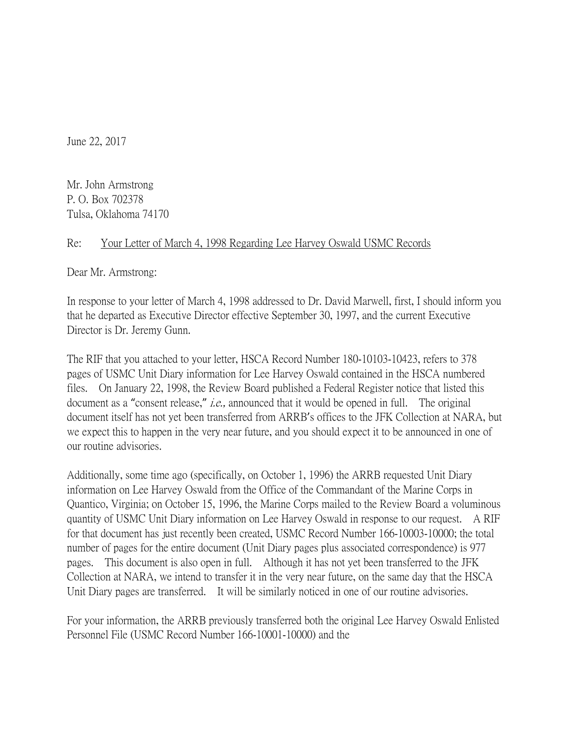June 22, 2017

Mr. John Armstrong
P. O. Box 702378
Tulsa, Oklahoma 74170

Re: Your Letter of March 4, 1998 Regarding Lee Harvey Oswald USMC Records

Dear Mr. Armstrong:

In response to your letter of March 4, 1998 addressed to Dr. David Marwell, first, I should inform you that he departed as Executive Director effective September 30, 1997, and the current Executive Director is Dr. Jeremy Gunn.

The RIF that you attached to your letter, HSCA Record Number 180-10103-10423, refers to 378 pages of USMC Unit Diary information for Lee Harvey Oswald contained in the HSCA numbered files. On January 22, 1998, the Review Board published a Federal Register notice that listed this document as a "consent release," *i.e.,* announced that it would be opened in full. The original document itself has not yet been transferred from ARRB's offices to the JFK Collection at NARA, but we expect this to happen in the very near future, and you should expect it to be announced in one of our routine advisories.

Additionally, some time ago (specifically, on October 1, 1996) the ARRB requested Unit Diary information on Lee Harvey Oswald from the Office of the Commandant of the Marine Corps in Quantico, Virginia; on October 15, 1996, the Marine Corps mailed to the Review Board a voluminous quantity of USMC Unit Diary information on Lee Harvey Oswald in response to our request. A RIF for that document has just recently been created, USMC Record Number 166-10003-10000; the total number of pages for the entire document (Unit Diary pages plus associated correspondence) is 977 pages. This document is also open in full. Although it has not yet been transferred to the JFK Collection at NARA, we intend to transfer it in the very near future, on the same day that the HSCA Unit Diary pages are transferred. It will be similarly noticed in one of our routine advisories.

For your information, the ARRB previously transferred both the original Lee Harvey Oswald Enlisted Personnel File (USMC Record Number 166-10001-10000) and the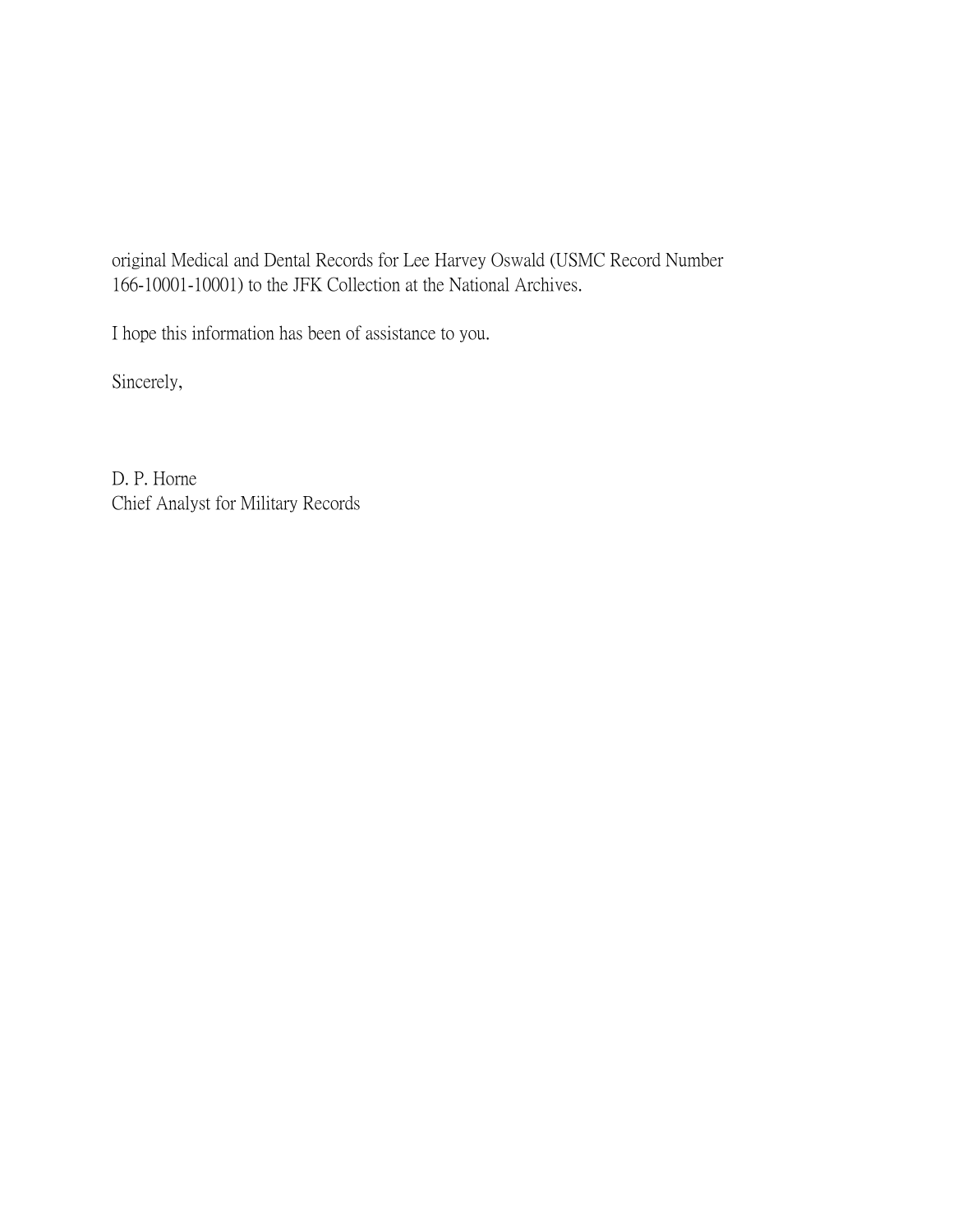original Medical and Dental Records for Lee Harvey Oswald (USMC Record Number 166-10001-10001) to the JFK Collection at the National Archives.

I hope this information has been of assistance to you.

Sincerely,

D. P. Horne
Chief Analyst for Military Records